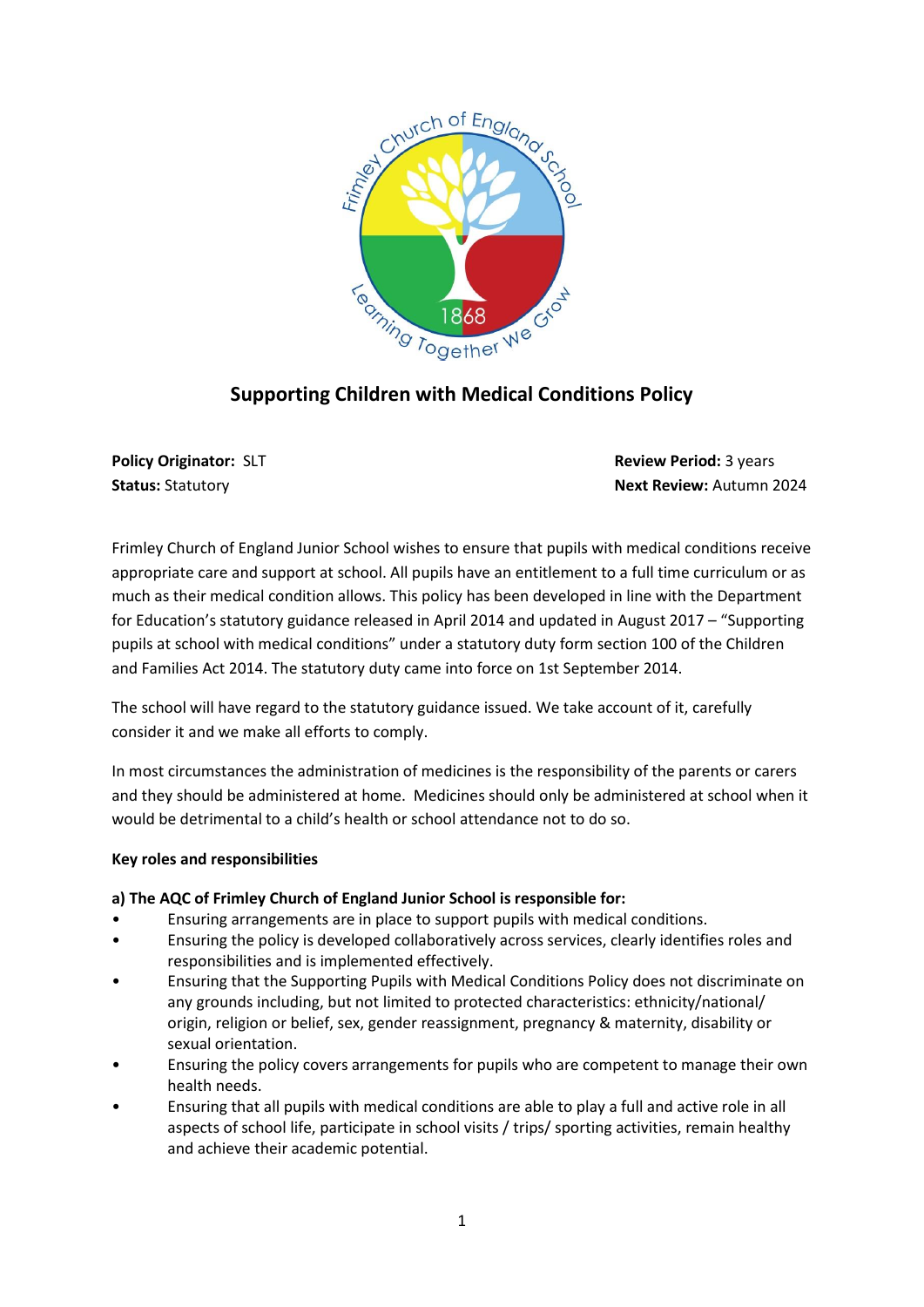# Supporting Children with Medical Conditions Policy

**Policy Originator:** SLT
**Status:** Statutory
**Review Period:** 3 years
**Next Review:** Autumn 2024

Frimley Church of England Junior School wishes to ensure that pupils with medical conditions receive appropriate care and support at school. All pupils have an entitlement to a full time curriculum or as much as their medical condition allows. This policy has been developed in line with the Department for Education's statutory guidance released in April 2014 and updated in August 2017 – "Supporting pupils at school with medical conditions" under a statutory duty form section 100 of the Children and Families Act 2014. The statutory duty came into force on 1st September 2014.

The school will have regard to the statutory guidance issued. We take account of it, carefully consider it and we make all efforts to comply.

In most circumstances the administration of medicines is the responsibility of the parents or carers and they should be administered at home. Medicines should only be administered at school when it would be detrimental to a child's health or school attendance not to do so.

**Key roles and responsibilities**

**a) The AQC of Frimley Church of England Junior School is responsible for:**

- Ensuring arrangements are in place to support pupils with medical conditions.
- Ensuring the policy is developed collaboratively across services, clearly identifies roles and responsibilities and is implemented effectively.
- Ensuring that the Supporting Pupils with Medical Conditions Policy does not discriminate on any grounds including, but not limited to protected characteristics: ethnicity/national/ origin, religion or belief, sex, gender reassignment, pregnancy & maternity, disability or sexual orientation.
- Ensuring the policy covers arrangements for pupils who are competent to manage their own health needs.
- Ensuring that all pupils with medical conditions are able to play a full and active role in all aspects of school life, participate in school visits / trips/ sporting activities, remain healthy and achieve their academic potential.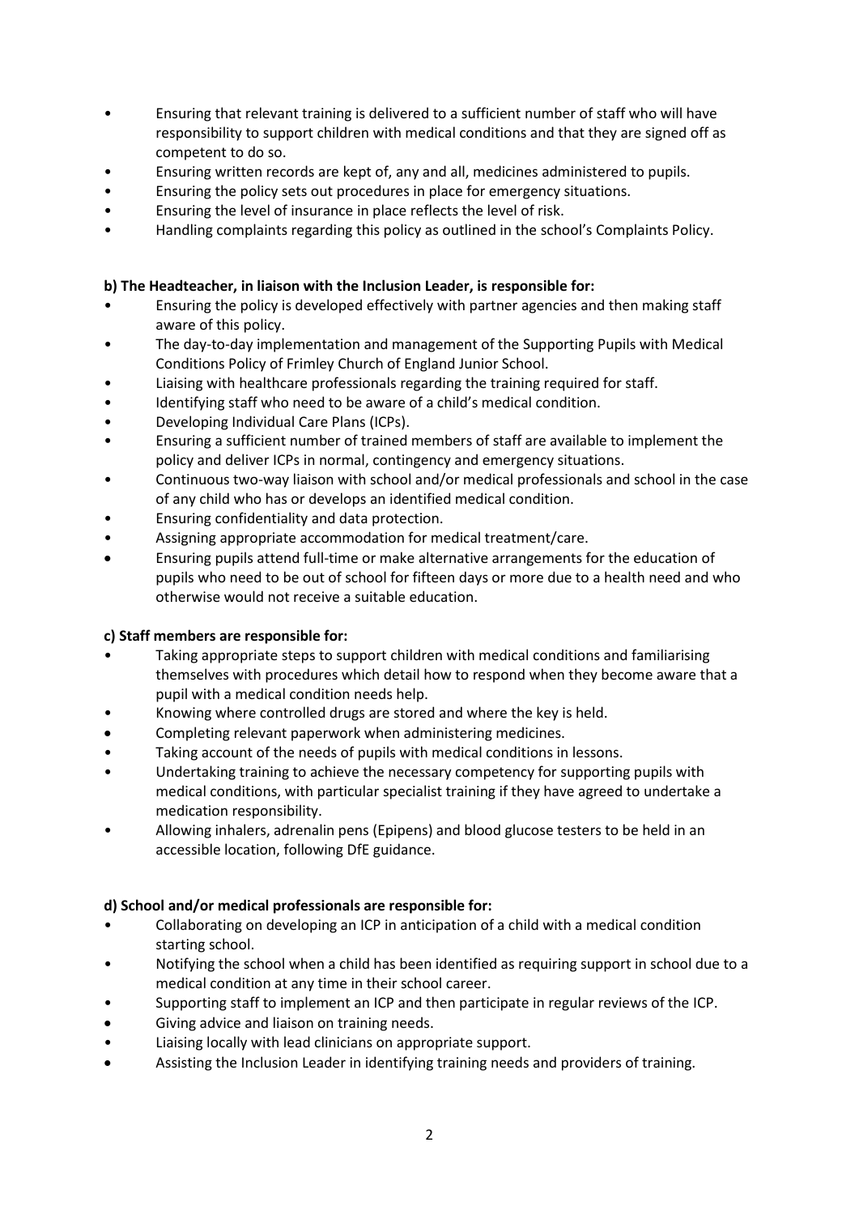- Ensuring that relevant training is delivered to a sufficient number of staff who will have responsibility to support children with medical conditions and that they are signed off as competent to do so.
- Ensuring written records are kept of, any and all, medicines administered to pupils.
- Ensuring the policy sets out procedures in place for emergency situations.
- Ensuring the level of insurance in place reflects the level of risk.
- Handling complaints regarding this policy as outlined in the school's Complaints Policy.

**b) The Headteacher, in liaison with the Inclusion Leader, is responsible for:**

- Ensuring the policy is developed effectively with partner agencies and then making staff aware of this policy.
- The day-to-day implementation and management of the Supporting Pupils with Medical Conditions Policy of Frimley Church of England Junior School.
- Liaising with healthcare professionals regarding the training required for staff.
- Identifying staff who need to be aware of a child's medical condition.
- Developing Individual Care Plans (ICPs).
- Ensuring a sufficient number of trained members of staff are available to implement the policy and deliver ICPs in normal, contingency and emergency situations.
- Continuous two-way liaison with school and/or medical professionals and school in the case of any child who has or develops an identified medical condition.
- Ensuring confidentiality and data protection.
- Assigning appropriate accommodation for medical treatment/care.
- Ensuring pupils attend full-time or make alternative arrangements for the education of pupils who need to be out of school for fifteen days or more due to a health need and who otherwise would not receive a suitable education.

**c) Staff members are responsible for:**

- Taking appropriate steps to support children with medical conditions and familiarising themselves with procedures which detail how to respond when they become aware that a pupil with a medical condition needs help.
- Knowing where controlled drugs are stored and where the key is held.
- Completing relevant paperwork when administering medicines.
- Taking account of the needs of pupils with medical conditions in lessons.
- Undertaking training to achieve the necessary competency for supporting pupils with medical conditions, with particular specialist training if they have agreed to undertake a medication responsibility.
- Allowing inhalers, adrenalin pens (Epipens) and blood glucose testers to be held in an accessible location, following DfE guidance.

**d) School and/or medical professionals are responsible for:**

- Collaborating on developing an ICP in anticipation of a child with a medical condition starting school.
- Notifying the school when a child has been identified as requiring support in school due to a medical condition at any time in their school career.
- Supporting staff to implement an ICP and then participate in regular reviews of the ICP.
- Giving advice and liaison on training needs.
- Liaising locally with lead clinicians on appropriate support.
- Assisting the Inclusion Leader in identifying training needs and providers of training.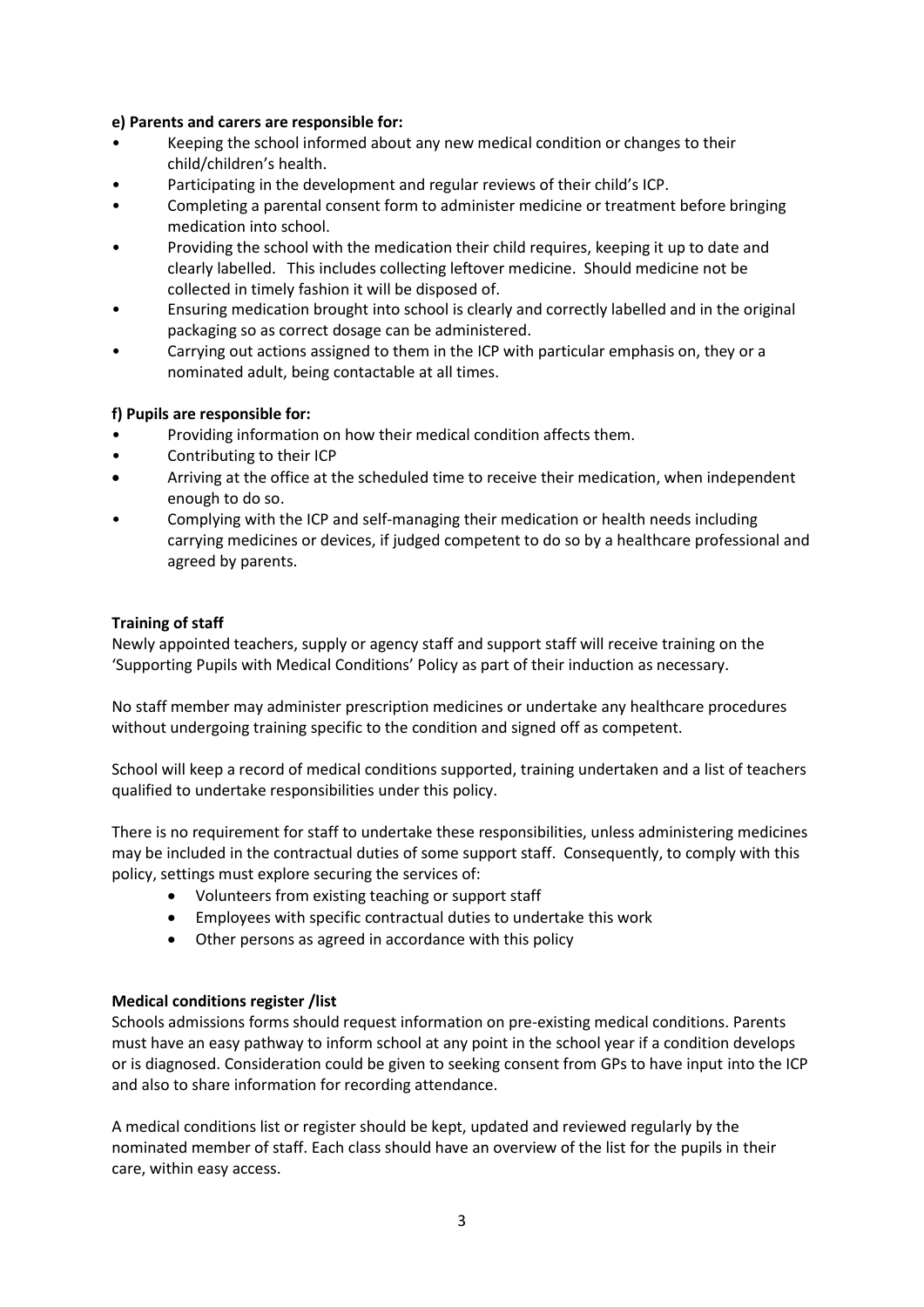**e) Parents and carers are responsible for:**

- Keeping the school informed about any new medical condition or changes to their child/children's health.
- Participating in the development and regular reviews of their child's ICP.
- Completing a parental consent form to administer medicine or treatment before bringing medication into school.
- Providing the school with the medication their child requires, keeping it up to date and clearly labelled. This includes collecting leftover medicine. Should medicine not be collected in timely fashion it will be disposed of.
- Ensuring medication brought into school is clearly and correctly labelled and in the original packaging so as correct dosage can be administered.
- Carrying out actions assigned to them in the ICP with particular emphasis on, they or a nominated adult, being contactable at all times.

**f) Pupils are responsible for:**

- Providing information on how their medical condition affects them.
- Contributing to their ICP
- Arriving at the office at the scheduled time to receive their medication, when independent enough to do so.
- Complying with the ICP and self-managing their medication or health needs including carrying medicines or devices, if judged competent to do so by a healthcare professional and agreed by parents.

**Training of staff**

Newly appointed teachers, supply or agency staff and support staff will receive training on the 'Supporting Pupils with Medical Conditions' Policy as part of their induction as necessary.

No staff member may administer prescription medicines or undertake any healthcare procedures without undergoing training specific to the condition and signed off as competent.

School will keep a record of medical conditions supported, training undertaken and a list of teachers qualified to undertake responsibilities under this policy.

There is no requirement for staff to undertake these responsibilities, unless administering medicines may be included in the contractual duties of some support staff. Consequently, to comply with this policy, settings must explore securing the services of:

- Volunteers from existing teaching or support staff
- Employees with specific contractual duties to undertake this work
- Other persons as agreed in accordance with this policy

**Medical conditions register /list**

Schools admissions forms should request information on pre-existing medical conditions. Parents must have an easy pathway to inform school at any point in the school year if a condition develops or is diagnosed. Consideration could be given to seeking consent from GPs to have input into the ICP and also to share information for recording attendance.

A medical conditions list or register should be kept, updated and reviewed regularly by the nominated member of staff. Each class should have an overview of the list for the pupils in their care, within easy access.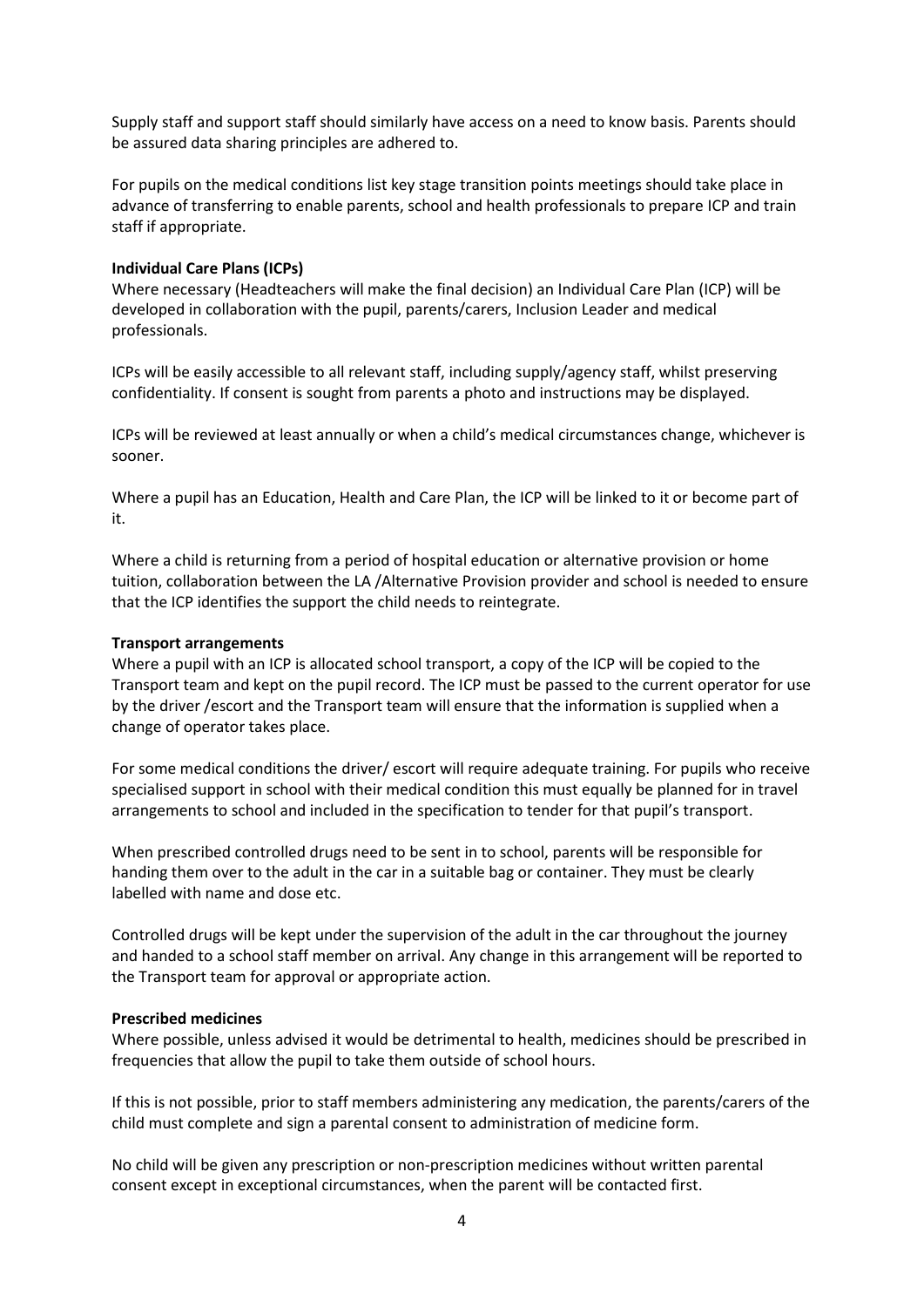Supply staff and support staff should similarly have access on a need to know basis. Parents should be assured data sharing principles are adhered to.

For pupils on the medical conditions list key stage transition points meetings should take place in advance of transferring to enable parents, school and health professionals to prepare ICP and train staff if appropriate.

**Individual Care Plans (ICPs)**
Where necessary (Headteachers will make the final decision) an Individual Care Plan (ICP) will be developed in collaboration with the pupil, parents/carers, Inclusion Leader and medical professionals.

ICPs will be easily accessible to all relevant staff, including supply/agency staff, whilst preserving confidentiality. If consent is sought from parents a photo and instructions may be displayed.

ICPs will be reviewed at least annually or when a child's medical circumstances change, whichever is sooner.

Where a pupil has an Education, Health and Care Plan, the ICP will be linked to it or become part of it.

Where a child is returning from a period of hospital education or alternative provision or home tuition, collaboration between the LA /Alternative Provision provider and school is needed to ensure that the ICP identifies the support the child needs to reintegrate.

**Transport arrangements**
Where a pupil with an ICP is allocated school transport, a copy of the ICP will be copied to the Transport team and kept on the pupil record. The ICP must be passed to the current operator for use by the driver /escort and the Transport team will ensure that the information is supplied when a change of operator takes place.

For some medical conditions the driver/ escort will require adequate training. For pupils who receive specialised support in school with their medical condition this must equally be planned for in travel arrangements to school and included in the specification to tender for that pupil's transport.

When prescribed controlled drugs need to be sent in to school, parents will be responsible for handing them over to the adult in the car in a suitable bag or container. They must be clearly labelled with name and dose etc.

Controlled drugs will be kept under the supervision of the adult in the car throughout the journey and handed to a school staff member on arrival. Any change in this arrangement will be reported to the Transport team for approval or appropriate action.

**Prescribed medicines**
Where possible, unless advised it would be detrimental to health, medicines should be prescribed in frequencies that allow the pupil to take them outside of school hours.

If this is not possible, prior to staff members administering any medication, the parents/carers of the child must complete and sign a parental consent to administration of medicine form.

No child will be given any prescription or non-prescription medicines without written parental consent except in exceptional circumstances, when the parent will be contacted first.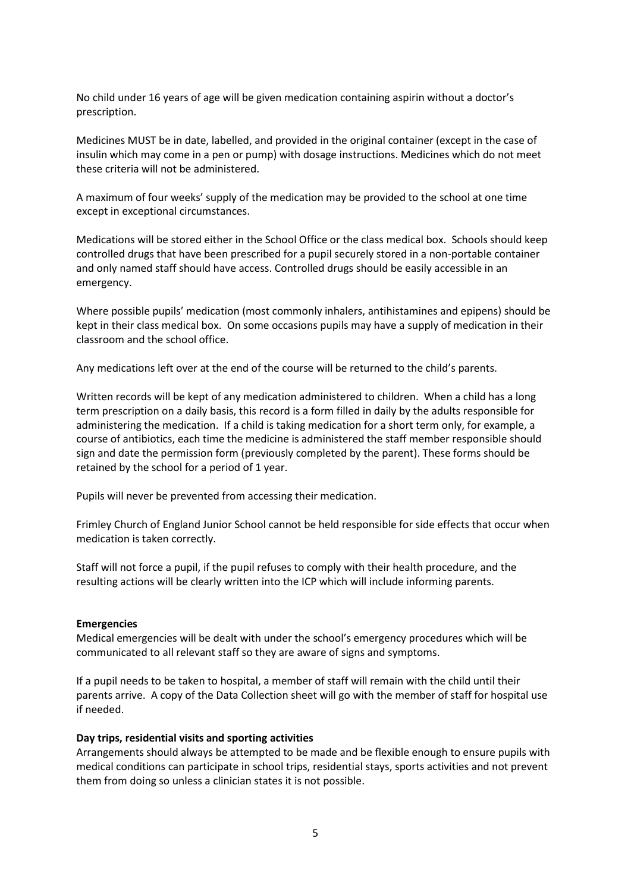No child under 16 years of age will be given medication containing aspirin without a doctor's prescription.

Medicines MUST be in date, labelled, and provided in the original container (except in the case of insulin which may come in a pen or pump) with dosage instructions. Medicines which do not meet these criteria will not be administered.

A maximum of four weeks' supply of the medication may be provided to the school at one time except in exceptional circumstances.

Medications will be stored either in the School Office or the class medical box. Schools should keep controlled drugs that have been prescribed for a pupil securely stored in a non-portable container and only named staff should have access. Controlled drugs should be easily accessible in an emergency.

Where possible pupils' medication (most commonly inhalers, antihistamines and epipens) should be kept in their class medical box. On some occasions pupils may have a supply of medication in their classroom and the school office.

Any medications left over at the end of the course will be returned to the child's parents.

Written records will be kept of any medication administered to children. When a child has a long term prescription on a daily basis, this record is a form filled in daily by the adults responsible for administering the medication. If a child is taking medication for a short term only, for example, a course of antibiotics, each time the medicine is administered the staff member responsible should sign and date the permission form (previously completed by the parent). These forms should be retained by the school for a period of 1 year.

Pupils will never be prevented from accessing their medication.

Frimley Church of England Junior School cannot be held responsible for side effects that occur when medication is taken correctly.

Staff will not force a pupil, if the pupil refuses to comply with their health procedure, and the resulting actions will be clearly written into the ICP which will include informing parents.

**Emergencies**

Medical emergencies will be dealt with under the school's emergency procedures which will be communicated to all relevant staff so they are aware of signs and symptoms.

If a pupil needs to be taken to hospital, a member of staff will remain with the child until their parents arrive. A copy of the Data Collection sheet will go with the member of staff for hospital use if needed.

**Day trips, residential visits and sporting activities**

Arrangements should always be attempted to be made and be flexible enough to ensure pupils with medical conditions can participate in school trips, residential stays, sports activities and not prevent them from doing so unless a clinician states it is not possible.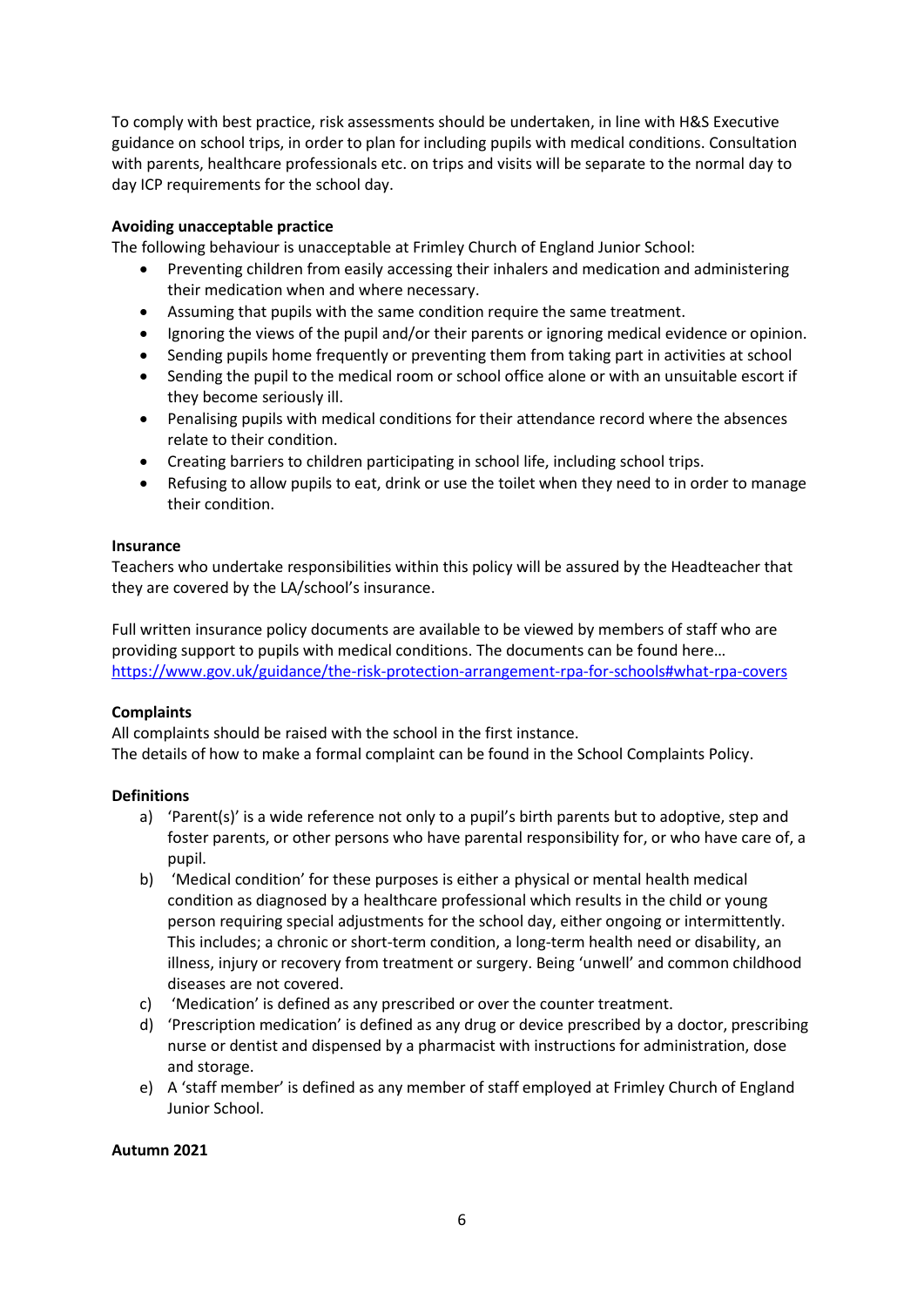To comply with best practice, risk assessments should be undertaken, in line with H&S Executive guidance on school trips, in order to plan for including pupils with medical conditions. Consultation with parents, healthcare professionals etc. on trips and visits will be separate to the normal day to day ICP requirements for the school day.

**Avoiding unacceptable practice**

The following behaviour is unacceptable at Frimley Church of England Junior School:

- Preventing children from easily accessing their inhalers and medication and administering their medication when and where necessary.
- Assuming that pupils with the same condition require the same treatment.
- Ignoring the views of the pupil and/or their parents or ignoring medical evidence or opinion.
- Sending pupils home frequently or preventing them from taking part in activities at school
- Sending the pupil to the medical room or school office alone or with an unsuitable escort if they become seriously ill.
- Penalising pupils with medical conditions for their attendance record where the absences relate to their condition.
- Creating barriers to children participating in school life, including school trips.
- Refusing to allow pupils to eat, drink or use the toilet when they need to in order to manage their condition.

**Insurance**

Teachers who undertake responsibilities within this policy will be assured by the Headteacher that they are covered by the LA/school's insurance.

Full written insurance policy documents are available to be viewed by members of staff who are providing support to pupils with medical conditions. The documents can be found here… https://www.gov.uk/guidance/the-risk-protection-arrangement-rpa-for-schools#what-rpa-covers

**Complaints**

All complaints should be raised with the school in the first instance.
The details of how to make a formal complaint can be found in the School Complaints Policy.

**Definitions**

a) 'Parent(s)' is a wide reference not only to a pupil's birth parents but to adoptive, step and foster parents, or other persons who have parental responsibility for, or who have care of, a pupil.
b) 'Medical condition' for these purposes is either a physical or mental health medical condition as diagnosed by a healthcare professional which results in the child or young person requiring special adjustments for the school day, either ongoing or intermittently. This includes; a chronic or short-term condition, a long-term health need or disability, an illness, injury or recovery from treatment or surgery. Being 'unwell' and common childhood diseases are not covered.
c) 'Medication' is defined as any prescribed or over the counter treatment.
d) 'Prescription medication' is defined as any drug or device prescribed by a doctor, prescribing nurse or dentist and dispensed by a pharmacist with instructions for administration, dose and storage.
e) A 'staff member' is defined as any member of staff employed at Frimley Church of England Junior School.

**Autumn 2021**